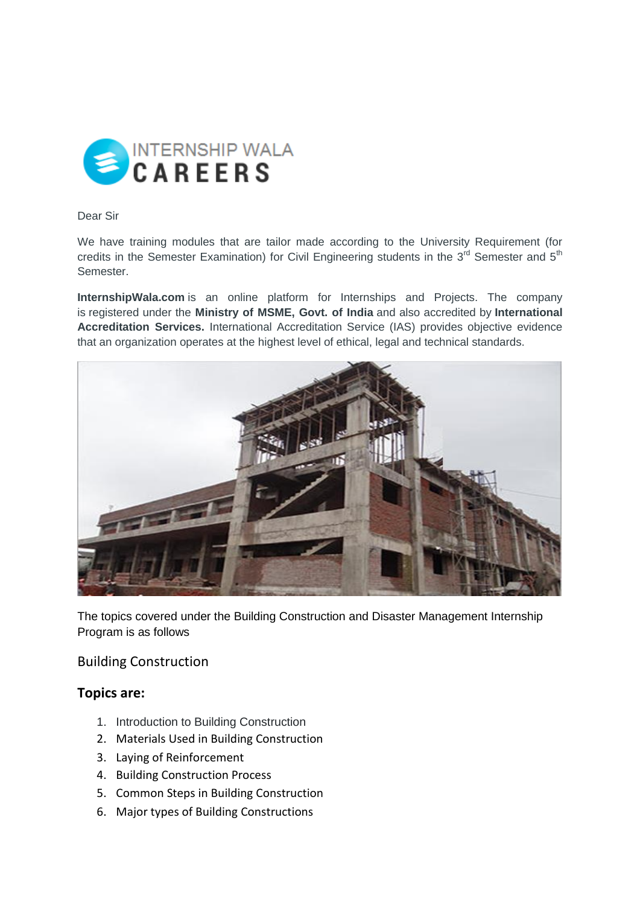INTERNSHIP WALA CAREERS

Dear Sir

We have training modules that are tailor made according to the University Requirement (for credits in the Semester Examination) for Civil Engineering students in the 3rd Semester and 5th Semester.

**InternshipWala.com** is an online platform for Internships and Projects. The company is registered under the **Ministry of MSME, Govt. of India** and also accredited by **International Accreditation Services.** International Accreditation Service (IAS) provides objective evidence that an organization operates at the highest level of ethical, legal and technical standards.

The topics covered under the Building Construction and Disaster Management Internship Program is as follows

## Building Construction

### Topics are:

1. Introduction to Building Construction
2. Materials Used in Building Construction
3. Laying of Reinforcement
4. Building Construction Process
5. Common Steps in Building Construction
6. Major types of Building Constructions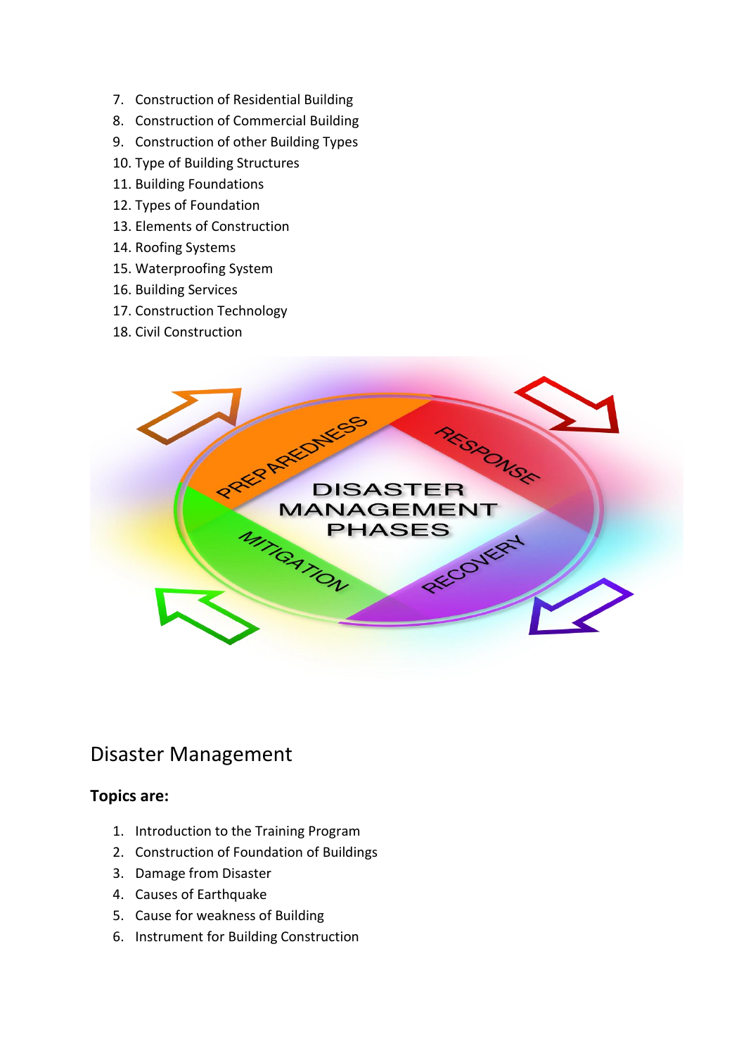7. Construction of Residential Building
8. Construction of Commercial Building
9. Construction of other Building Types
10. Type of Building Structures
11. Building Foundations
12. Types of Foundation
13. Elements of Construction
14. Roofing Systems
15. Waterproofing System
16. Building Services
17. Construction Technology
18. Civil Construction

## Disaster Management

**Topics are:**

1. Introduction to the Training Program
2. Construction of Foundation of Buildings
3. Damage from Disaster
4. Causes of Earthquake
5. Cause for weakness of Building
6. Instrument for Building Construction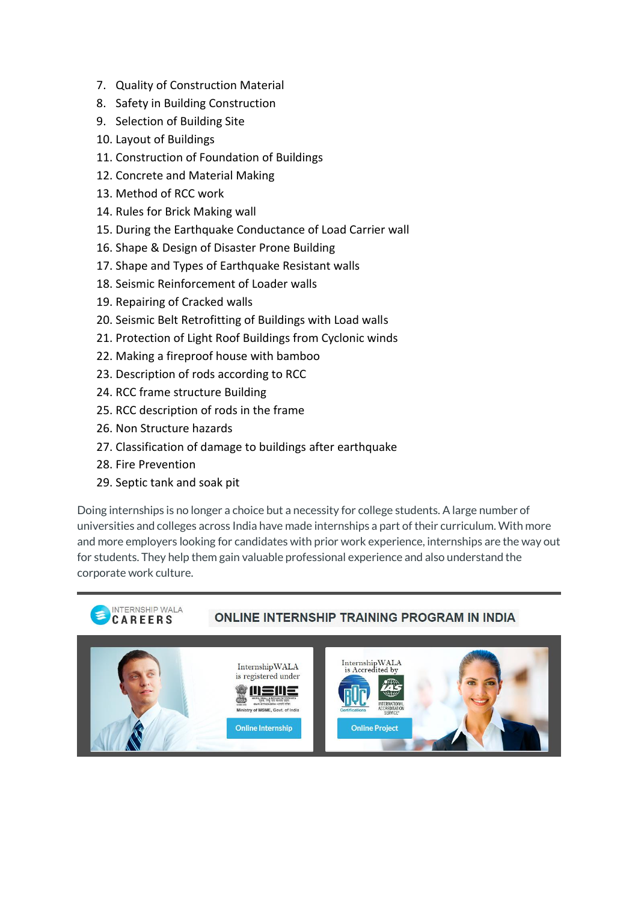7. Quality of Construction Material
8. Safety in Building Construction
9. Selection of Building Site
10. Layout of Buildings
11. Construction of Foundation of Buildings
12. Concrete and Material Making
13. Method of RCC work
14. Rules for Brick Making wall
15. During the Earthquake Conductance of Load Carrier wall
16. Shape & Design of Disaster Prone Building
17. Shape and Types of Earthquake Resistant walls
18. Seismic Reinforcement of Loader walls
19. Repairing of Cracked walls
20. Seismic Belt Retrofitting of Buildings with Load walls
21. Protection of Light Roof Buildings from Cyclonic winds
22. Making a fireproof house with bamboo
23. Description of rods according to RCC
24. RCC frame structure Building
25. RCC description of rods in the frame
26. Non Structure hazards
27. Classification of damage to buildings after earthquake
28. Fire Prevention
29. Septic tank and soak pit

Doing internships is no longer a choice but a necessity for college students. A large number of universities and colleges across India have made internships a part of their curriculum. With more and more employers looking for candidates with prior work experience, internships are the way out for students. They help them gain valuable professional experience and also understand the corporate work culture.

INTERNSHIP WALA CAREERS

ONLINE INTERNSHIP TRAINING PROGRAM IN INDIA

InternshipWALA is registered under MSME
Ministry of MSME, Govt. of India

Online Internship

InternshipWALA is Accredited by
BQC Certifications
INTERNATIONAL ACCREDITATION SERVICE

Online Project